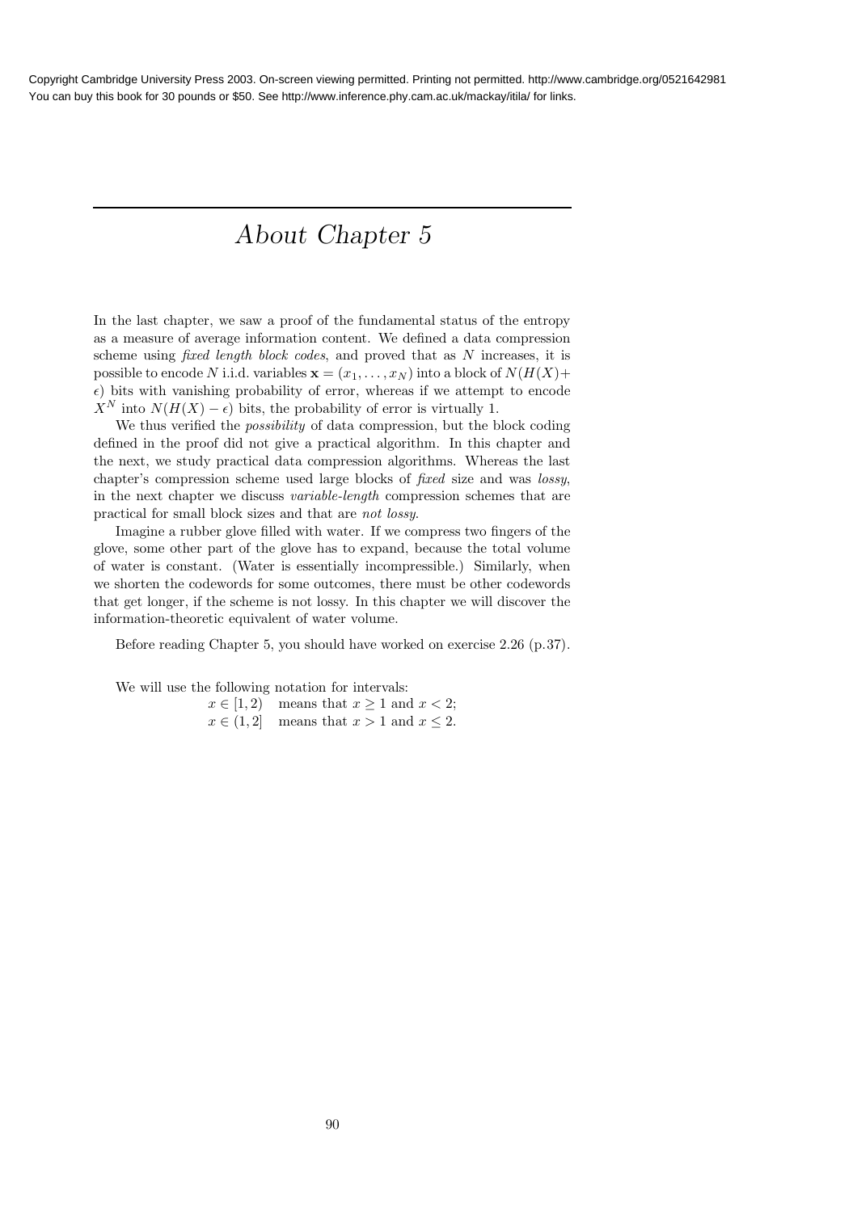# About Chapter 5

In the last chapter, we saw a proof of the fundamental status of the entropy as a measure of average information content. We defined a data compression scheme using *fixed length block codes*, and proved that as $N$ increases, it is possible to encode $N$ i.i.d. variables $\mathbf{x} = (x_1, \ldots, x_N)$ into a block of $N(H(X)+\epsilon)$ bits with vanishing probability of error, whereas if we attempt to encode $X^N$ into $N(H(X)-\epsilon)$ bits, the probability of error is virtually 1.

We thus verified the *possibility* of data compression, but the block coding defined in the proof did not give a practical algorithm. In this chapter and the next, we study practical data compression algorithms. Whereas the last chapter's compression scheme used large blocks of *fixed* size and was *lossy*, in the next chapter we discuss *variable-length* compression schemes that are practical for small block sizes and that are *not lossy*.

Imagine a rubber glove filled with water. If we compress two fingers of the glove, some other part of the glove has to expand, because the total volume of water is constant. (Water is essentially incompressible.) Similarly, when we shorten the codewords for some outcomes, there must be other codewords that get longer, if the scheme is not lossy. In this chapter we will discover the information-theoretic equivalent of water volume.

Before reading Chapter 5, you should have worked on exercise 2.26 (p.37).

We will use the following notation for intervals:

$x \in [1, 2)$ means that $x \geq 1$ and $x < 2$;
$x \in (1, 2]$ means that $x > 1$ and $x \leq 2$.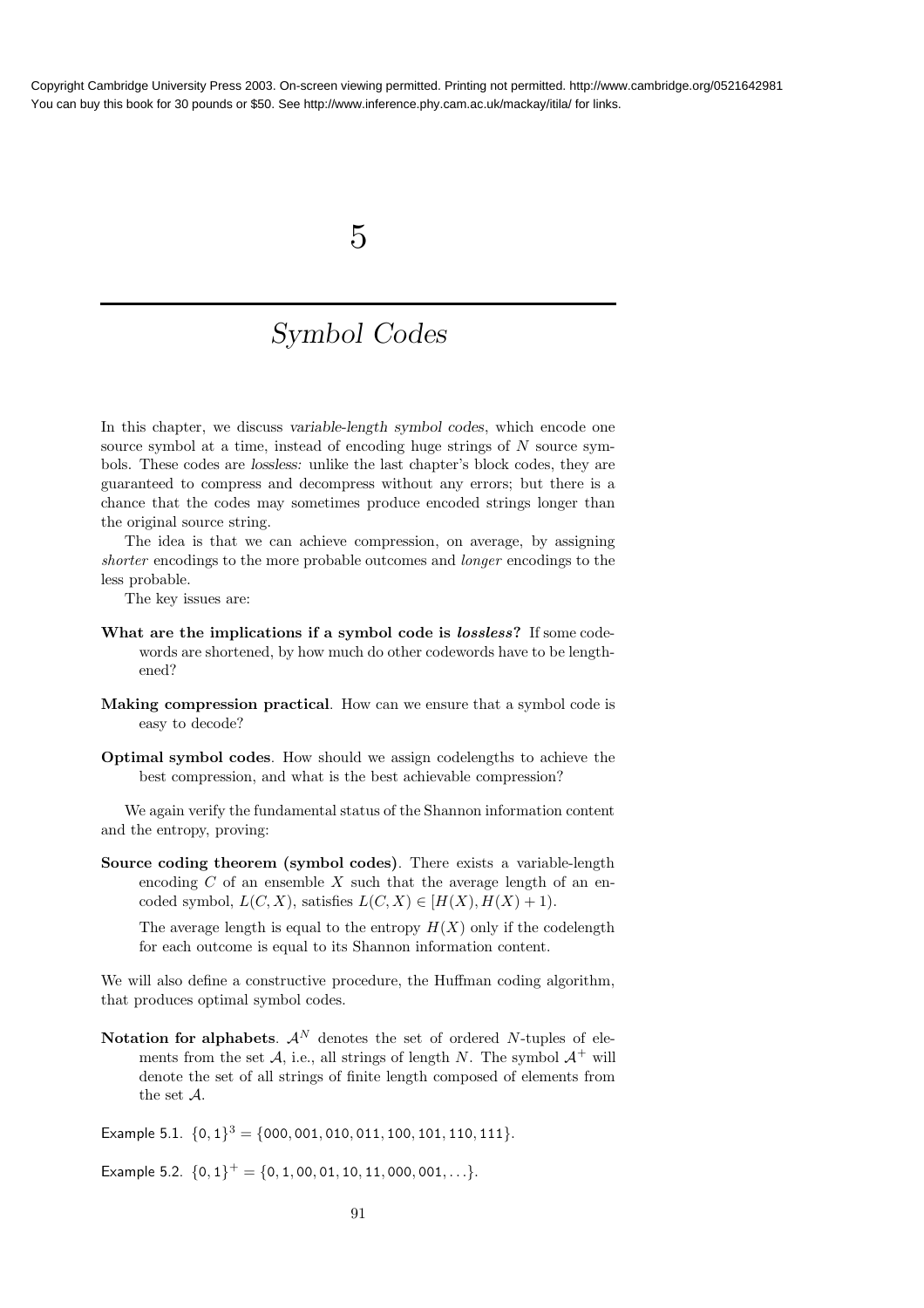// 5

# Symbol Codes

In this chapter, we discuss *variable-length symbol codes*, which encode one source symbol at a time, instead of encoding huge strings of $N$ source symbols. These codes are *lossless:* unlike the last chapter's block codes, they are guaranteed to compress and decompress without any errors; but there is a chance that the codes may sometimes produce encoded strings longer than the original source string.

The idea is that we can achieve compression, on average, by assigning *shorter* encodings to the more probable outcomes and *longer* encodings to the less probable.

The key issues are:

**What are the implications if a symbol code is *lossless*?** If some codewords are shortened, by how much do other codewords have to be lengthened?

**Making compression practical**. How can we ensure that a symbol code is easy to decode?

**Optimal symbol codes**. How should we assign codelengths to achieve the best compression, and what is the best achievable compression?

We again verify the fundamental status of the Shannon information content and the entropy, proving:

**Source coding theorem (symbol codes)**. There exists a variable-length encoding $C$ of an ensemble $X$ such that the average length of an encoded symbol, $L(C, X)$, satisfies $L(C, X) \in [H(X), H(X) + 1)$.

The average length is equal to the entropy $H(X)$ only if the codelength for each outcome is equal to its Shannon information content.

We will also define a constructive procedure, the Huffman coding algorithm, that produces optimal symbol codes.

**Notation for alphabets**. $\mathcal{A}^N$ denotes the set of ordered $N$-tuples of elements from the set $\mathcal{A}$, i.e., all strings of length $N$. The symbol $\mathcal{A}^+$ will denote the set of all strings of finite length composed of elements from the set $\mathcal{A}$.

Example 5.1. $\{0, 1\}^3 = \{000, 001, 010, 011, 100, 101, 110, 111\}$.

Example 5.2. $\{0, 1\}^+ = \{0, 1, 00, 01, 10, 11, 000, 001, \ldots\}$.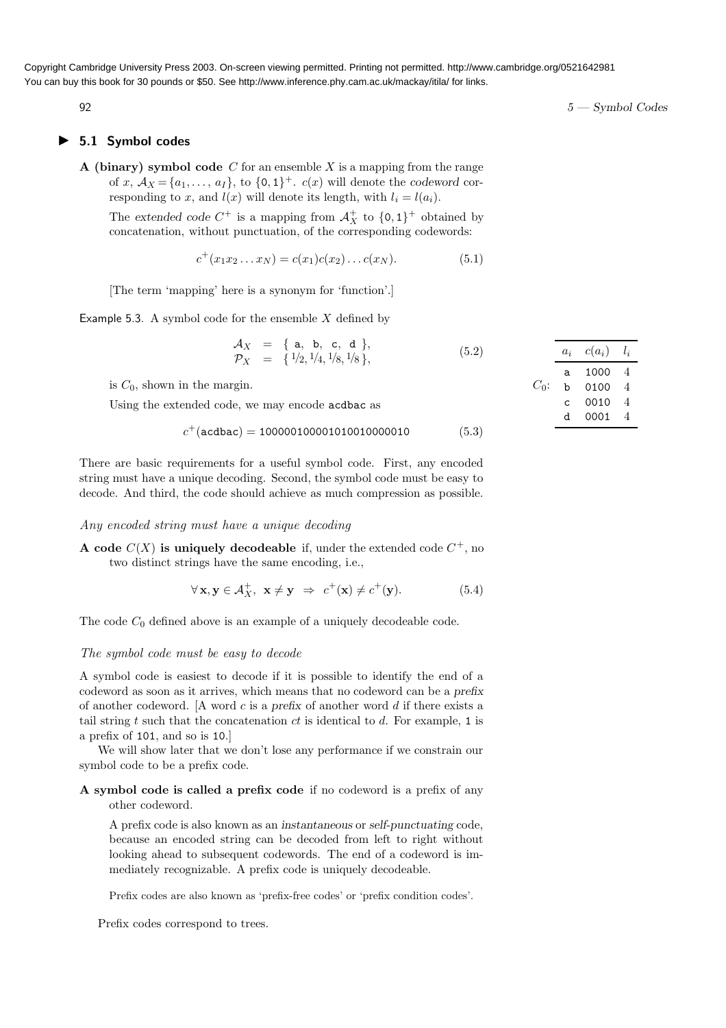## 5.1 Symbol codes

**A (binary) symbol code** $C$ for an ensemble $X$ is a mapping from the range of $x$, $\mathcal{A}_X = \{a_1, \ldots, a_I\}$, to $\{0,1\}^+$. $c(x)$ will denote the *codeword* corresponding to $x$, and $l(x)$ will denote its length, with $l_i = l(a_i)$.

The *extended code* $C^+$ is a mapping from $\mathcal{A}_X^+$ to $\{0,1\}^+$ obtained by concatenation, without punctuation, of the corresponding codewords:

$$c^+(x_1 x_2 \ldots x_N) = c(x_1)c(x_2)\ldots c(x_N). \tag{5.1}$$

[The term 'mapping' here is a synonym for 'function'.]

Example 5.3. A symbol code for the ensemble $X$ defined by

$$\begin{aligned} \mathcal{A}_X &= \{\, \texttt{a},\ \texttt{b},\ \texttt{c},\ \texttt{d}\, \}, \\ \mathcal{P}_X &= \{\, 1/2, 1/4, 1/8, 1/8 \,\}, \end{aligned} \tag{5.2}$$

is $C_0$, shown in the margin.

$C_0$:

| $a_i$ | $c(a_i)$ | $l_i$ |
|---|---|---|
| a | 1000 | 4 |
| b | 0100 | 4 |
| c | 0010 | 4 |
| d | 0001 | 4 |

Using the extended code, we may encode acdbac as

$$c^+(\texttt{acdbac}) = \texttt{100000100001010010000010} \tag{5.3}$$

There are basic requirements for a useful symbol code. First, any encoded string must have a unique decoding. Second, the symbol code must be easy to decode. And third, the code should achieve as much compression as possible.

### *Any encoded string must have a unique decoding*

**A code $C(X)$ is uniquely decodeable** if, under the extended code $C^+$, no two distinct strings have the same encoding, i.e.,

$$\forall\, \mathbf{x}, \mathbf{y} \in \mathcal{A}_X^+,\ \ \mathbf{x} \neq \mathbf{y} \ \Rightarrow\ c^+(\mathbf{x}) \neq c^+(\mathbf{y}). \tag{5.4}$$

The code $C_0$ defined above is an example of a uniquely decodeable code.

### *The symbol code must be easy to decode*

A symbol code is easiest to decode if it is possible to identify the end of a codeword as soon as it arrives, which means that no codeword can be a *prefix* of another codeword. [A word $c$ is a *prefix* of another word $d$ if there exists a tail string $t$ such that the concatenation $ct$ is identical to $d$. For example, 1 is a prefix of 101, and so is 10.]

We will show later that we don't lose any performance if we constrain our symbol code to be a prefix code.

**A symbol code is called a prefix code** if no codeword is a prefix of any other codeword.

A prefix code is also known as an *instantaneous* or *self-punctuating* code, because an encoded string can be decoded from left to right without looking ahead to subsequent codewords. The end of a codeword is immediately recognizable. A prefix code is uniquely decodeable.

Prefix codes are also known as 'prefix-free codes' or 'prefix condition codes'.

Prefix codes correspond to trees.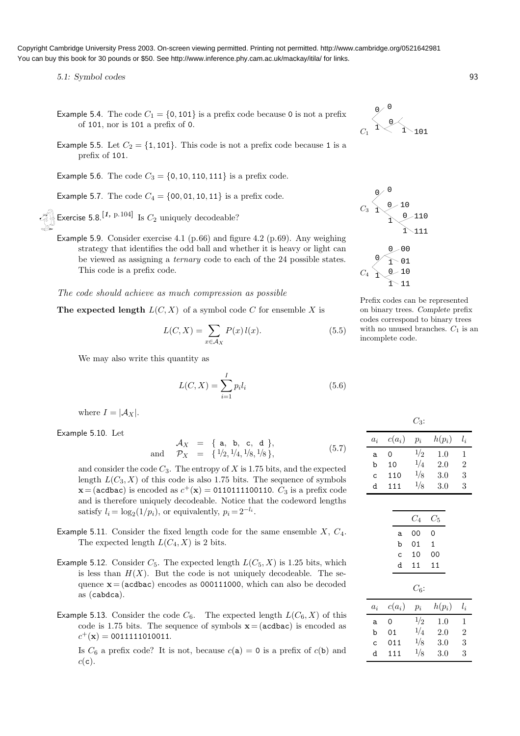Copyright Cambridge University Press 2003. On-screen viewing permitted. Printing not permitted. http://www.cambridge.org/0521642981
You can buy this book for 30 pounds or $50. See http://www.inference.phy.cam.ac.uk/mackay/itila/ for links.

**Example 5.4.** The code $C_1 = \{0, 101\}$ is a prefix code because 0 is not a prefix of 101, nor is 101 a prefix of 0.

**Example 5.5.** Let $C_2 = \{1, 101\}$. This code is not a prefix code because 1 is a prefix of 101.

**Example 5.6.** The code $C_3 = \{0, 10, 110, 111\}$ is a prefix code.

**Example 5.7.** The code $C_4 = \{00, 01, 10, 11\}$ is a prefix code.

**Exercise 5.8.**[1, p.104] Is $C_2$ uniquely decodeable?

**Example 5.9.** Consider exercise 4.1 (p.66) and figure 4.2 (p.69). Any weighing strategy that identifies the odd ball and whether it is heavy or light can be viewed as assigning a *ternary* code to each of the 24 possible states. This code is a prefix code.

Prefix codes can be represented on binary trees. *Complete* prefix codes correspond to binary trees with no unused branches. $C_1$ is an incomplete code.

*The code should achieve as much compression as possible*

**The expected length** $L(C, X)$ of a symbol code $C$ for ensemble $X$ is

$$L(C, X) = \sum_{x \in \mathcal{A}_X} P(x)\, l(x). \tag{5.5}$$

We may also write this quantity as

$$L(C, X) = \sum_{i=1}^{I} p_i l_i \tag{5.6}$$

where $I = |\mathcal{A}_X|$.

**Example 5.10.** Let

$$\begin{aligned} \mathcal{A}_X &= \{\, \mathtt{a},\ \mathtt{b},\ \mathtt{c},\ \mathtt{d} \,\}, \\ \text{and} \quad \mathcal{P}_X &= \{\, 1/2, 1/4, 1/8, 1/8 \,\}, \end{aligned} \tag{5.7}$$

and consider the code $C_3$. The entropy of $X$ is 1.75 bits, and the expected length $L(C_3, X)$ of this code is also 1.75 bits. The sequence of symbols $\mathbf{x} = (\mathtt{acdbac})$ is encoded as $c^+(\mathbf{x}) = \mathtt{0110111100110}$. $C_3$ is a prefix code and is therefore uniquely decodeable. Notice that the codeword lengths satisfy $l_i = \log_2(1/p_i)$, or equivalently, $p_i = 2^{-l_i}$.

$C_3$:

| $a_i$ | $c(a_i)$ | $p_i$ | $h(p_i)$ | $l_i$ |
|---|---|---|---|---|
| a | 0 | $1/2$ | 1.0 | 1 |
| b | 10 | $1/4$ | 2.0 | 2 |
| c | 110 | $1/8$ | 3.0 | 3 |
| d | 111 | $1/8$ | 3.0 | 3 |

**Example 5.11.** Consider the fixed length code for the same ensemble $X$, $C_4$. The expected length $L(C_4, X)$ is 2 bits.

|   | $C_4$ | $C_5$ |
|---|---|---|
| a | 00 | 0 |
| b | 01 | 1 |
| c | 10 | 00 |
| d | 11 | 11 |

**Example 5.12.** Consider $C_5$. The expected length $L(C_5, X)$ is 1.25 bits, which is less than $H(X)$. But the code is not uniquely decodeable. The sequence $\mathbf{x} = (\mathtt{acdbac})$ encodes as 000111000, which can also be decoded as (cabdca).

**Example 5.13.** Consider the code $C_6$. The expected length $L(C_6, X)$ of this code is 1.75 bits. The sequence of symbols $\mathbf{x} = (\mathtt{acdbac})$ is encoded as $c^+(\mathbf{x}) = \mathtt{0011111010011}$.

Is $C_6$ a prefix code? It is not, because $c(\mathtt{a}) = \mathtt{0}$ is a prefix of $c(\mathtt{b})$ and $c(\mathtt{c})$.

$C_6$:

| $a_i$ | $c(a_i)$ | $p_i$ | $h(p_i)$ | $l_i$ |
|---|---|---|---|---|
| a | 0 | $1/2$ | 1.0 | 1 |
| b | 01 | $1/4$ | 2.0 | 2 |
| c | 011 | $1/8$ | 3.0 | 3 |
| d | 111 | $1/8$ | 3.0 | 3 |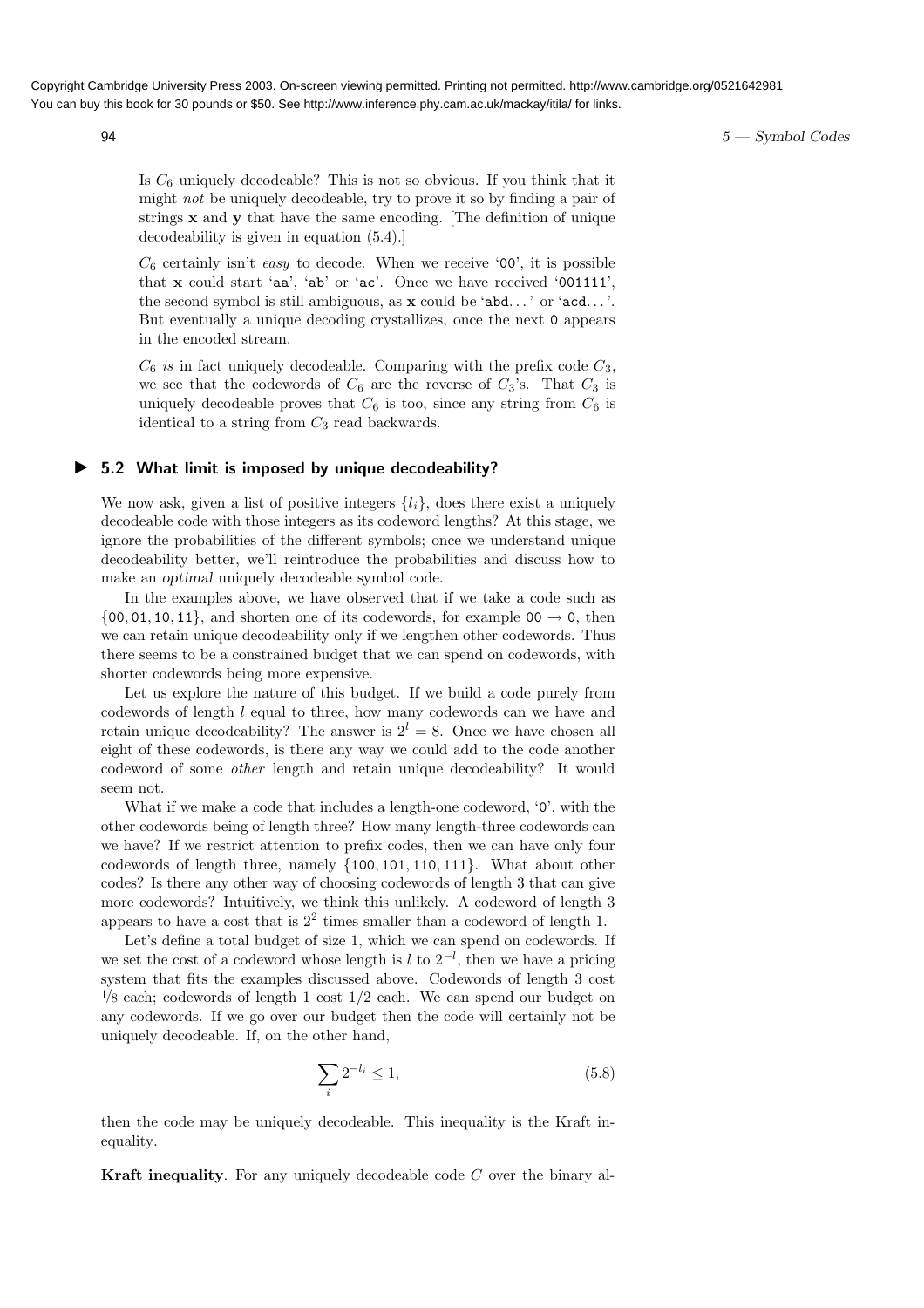Is $C_6$ uniquely decodeable? This is not so obvious. If you think that it might *not* be uniquely decodeable, try to prove it so by finding a pair of strings $\mathbf{x}$ and $\mathbf{y}$ that have the same encoding. [The definition of unique decodeability is given in equation (5.4).]

$C_6$ certainly isn't *easy* to decode. When we receive '00', it is possible that $\mathbf{x}$ could start 'aa', 'ab' or 'ac'. Once we have received '001111', the second symbol is still ambiguous, as $\mathbf{x}$ could be 'abd...' or 'acd...'. But eventually a unique decoding crystallizes, once the next 0 appears in the encoded stream.

$C_6$ *is* in fact uniquely decodeable. Comparing with the prefix code $C_3$, we see that the codewords of $C_6$ are the reverse of $C_3$'s. That $C_3$ is uniquely decodeable proves that $C_6$ is too, since any string from $C_6$ is identical to a string from $C_3$ read backwards.

## 5.2 What limit is imposed by unique decodeability?

We now ask, given a list of positive integers $\{l_i\}$, does there exist a uniquely decodeable code with those integers as its codeword lengths? At this stage, we ignore the probabilities of the different symbols; once we understand unique decodeability better, we'll reintroduce the probabilities and discuss how to make an *optimal* uniquely decodeable symbol code.

In the examples above, we have observed that if we take a code such as $\{00, 01, 10, 11\}$, and shorten one of its codewords, for example $00 \rightarrow 0$, then we can retain unique decodeability only if we lengthen other codewords. Thus there seems to be a constrained budget that we can spend on codewords, with shorter codewords being more expensive.

Let us explore the nature of this budget. If we build a code purely from codewords of length $l$ equal to three, how many codewords can we have and retain unique decodeability? The answer is $2^l = 8$. Once we have chosen all eight of these codewords, is there any way we could add to the code another codeword of some *other* length and retain unique decodeability? It would seem not.

What if we make a code that includes a length-one codeword, '0', with the other codewords being of length three? How many length-three codewords can we have? If we restrict attention to prefix codes, then we can have only four codewords of length three, namely $\{100, 101, 110, 111\}$. What about other codes? Is there any other way of choosing codewords of length 3 that can give more codewords? Intuitively, we think this unlikely. A codeword of length 3 appears to have a cost that is $2^2$ times smaller than a codeword of length 1.

Let's define a total budget of size 1, which we can spend on codewords. If we set the cost of a codeword whose length is $l$ to $2^{-l}$, then we have a pricing system that fits the examples discussed above. Codewords of length 3 cost $1/8$ each; codewords of length 1 cost $1/2$ each. We can spend our budget on any codewords. If we go over our budget then the code will certainly not be uniquely decodeable. If, on the other hand,

$$\sum_i 2^{-l_i} \leq 1, \tag{5.8}$$

then the code may be uniquely decodeable. This inequality is the Kraft inequality.

**Kraft inequality**. For any uniquely decodeable code $C$ over the binary al-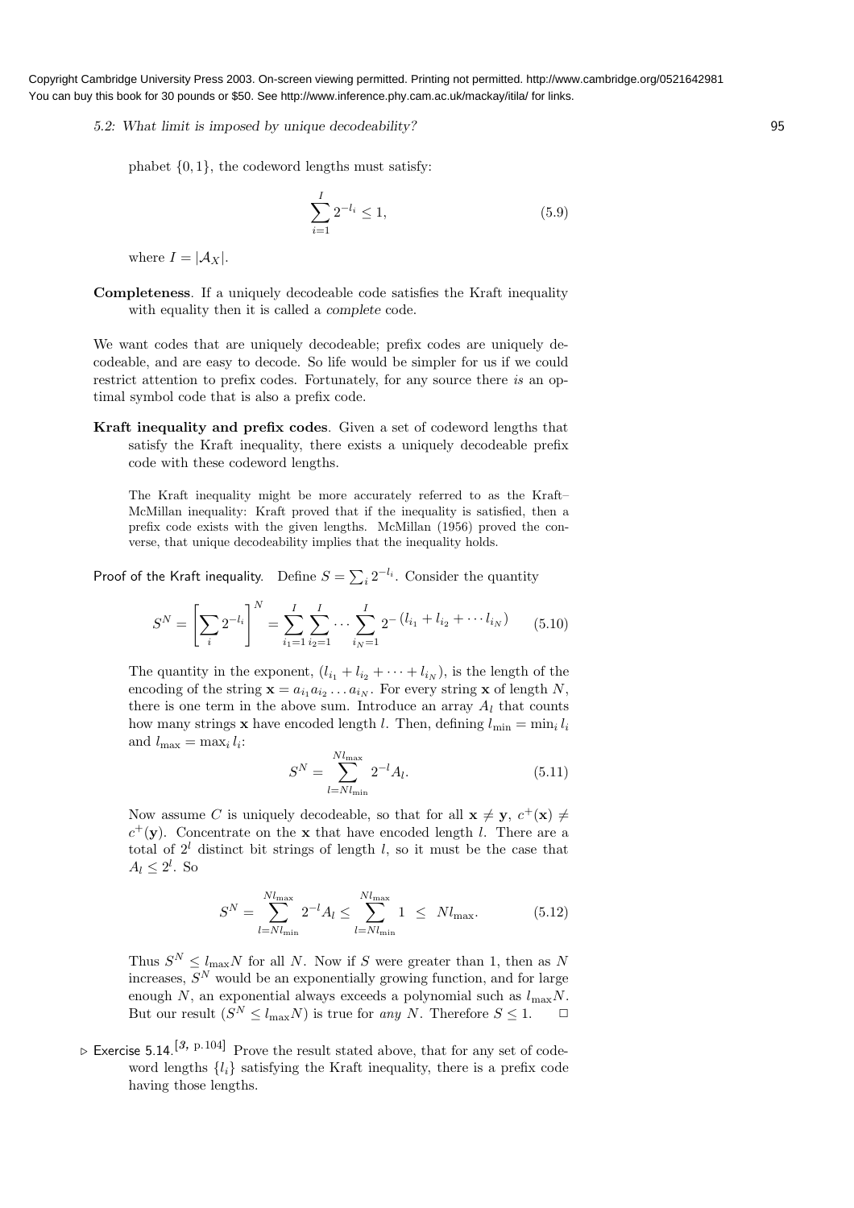phabet $\{0, 1\}$, the codeword lengths must satisfy:

$$\sum_{i=1}^{I} 2^{-l_i} \leq 1, \tag{5.9}$$

where $I = |\mathcal{A}_X|$.

**Completeness**. If a uniquely decodeable code satisfies the Kraft inequality with equality then it is called a *complete* code.

We want codes that are uniquely decodeable; prefix codes are uniquely decodeable, and are easy to decode. So life would be simpler for us if we could restrict attention to prefix codes. Fortunately, for any source there *is* an optimal symbol code that is also a prefix code.

**Kraft inequality and prefix codes**. Given a set of codeword lengths that satisfy the Kraft inequality, there exists a uniquely decodeable prefix code with these codeword lengths.

The Kraft inequality might be more accurately referred to as the Kraft–McMillan inequality: Kraft proved that if the inequality is satisfied, then a prefix code exists with the given lengths. McMillan (1956) proved the converse, that unique decodeability implies that the inequality holds.

Proof of the Kraft inequality. Define $S = \sum_i 2^{-l_i}$. Consider the quantity

$$S^N = \left[ \sum_i 2^{-l_i} \right]^N = \sum_{i_1=1}^{I} \sum_{i_2=1}^{I} \cdots \sum_{i_N=1}^{I} 2^{-\left(l_{i_1} + l_{i_2} + \cdots l_{i_N}\right)} \tag{5.10}$$

The quantity in the exponent, $(l_{i_1} + l_{i_2} + \cdots + l_{i_N})$, is the length of the encoding of the string $\mathbf{x} = a_{i_1} a_{i_2} \ldots a_{i_N}$. For every string $\mathbf{x}$ of length $N$, there is one term in the above sum. Introduce an array $A_l$ that counts how many strings $\mathbf{x}$ have encoded length $l$. Then, defining $l_{\min} = \min_i l_i$ and $l_{\max} = \max_i l_i$:

$$S^N = \sum_{l = N l_{\min}}^{N l_{\max}} 2^{-l} A_l. \tag{5.11}$$

Now assume $C$ is uniquely decodeable, so that for all $\mathbf{x} \neq \mathbf{y}$, $c^+(\mathbf{x}) \neq c^+(\mathbf{y})$. Concentrate on the $\mathbf{x}$ that have encoded length $l$. There are a total of $2^l$ distinct bit strings of length $l$, so it must be the case that $A_l \leq 2^l$. So

$$S^N = \sum_{l = N l_{\min}}^{N l_{\max}} 2^{-l} A_l \leq \sum_{l = N l_{\min}}^{N l_{\max}} 1 \;\leq\; N l_{\max}. \tag{5.12}$$

Thus $S^N \leq l_{\max} N$ for all $N$. Now if $S$ were greater than 1, then as $N$ increases, $S^N$ would be an exponentially growing function, and for large enough $N$, an exponential always exceeds a polynomial such as $l_{\max} N$. But our result $(S^N \leq l_{\max} N)$ is true for *any* $N$. Therefore $S \leq 1$. $\square$

▷ Exercise 5.14.[3, p.104] Prove the result stated above, that for any set of codeword lengths $\{l_i\}$ satisfying the Kraft inequality, there is a prefix code having those lengths.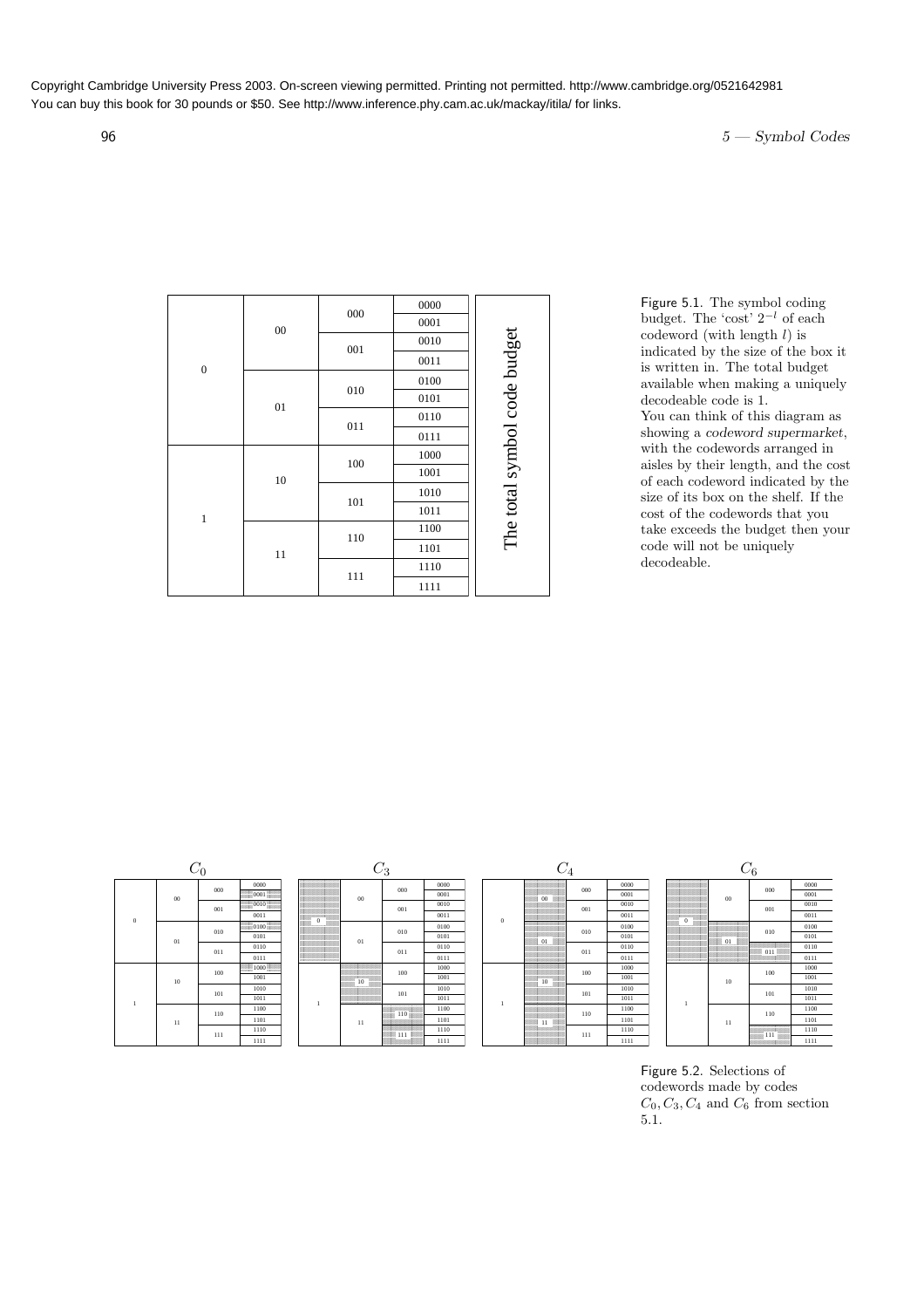Copyright Cambridge University Press 2003. On-screen viewing permitted. Printing not permitted. http://www.cambridge.org/0521642981
You can buy this book for 30 pounds or $50. See http://www.inference.phy.cam.ac.uk/mackay/itila/ for links.

| | | | | |
|---|---|---|---|---|
| 0 | 00 | 000 | 0000 | The total symbol code budget |
| | | | 0001 | |
| | | 001 | 0010 | |
| | | | 0011 | |
| | 01 | 010 | 0100 | |
| | | | 0101 | |
| | | 011 | 0110 | |
| | | | 0111 | |
| 1 | 10 | 100 | 1000 | |
| | | | 1001 | |
| | | 101 | 1010 | |
| | | | 1011 | |
| | 11 | 110 | 1100 | |
| | | | 1101 | |
| | | 111 | 1110 | |
| | | | 1111 | |

Figure 5.1. The symbol coding budget. The 'cost' $2^{-l}$ of each codeword (with length $l$) is indicated by the size of the box it is written in. The total budget available when making a uniquely decodeable code is 1.
You can think of this diagram as showing a *codeword supermarket*, with the codewords arranged in aisles by their length, and the cost of each codeword indicated by the size of its box on the shelf. If the cost of the codewords that you take exceeds the budget then your code will not be uniquely decodeable.

$C_0$ $C_3$ $C_4$ $C_6$

Figure 5.2. Selections of codewords made by codes $C_0, C_3, C_4$ and $C_6$ from section 5.1.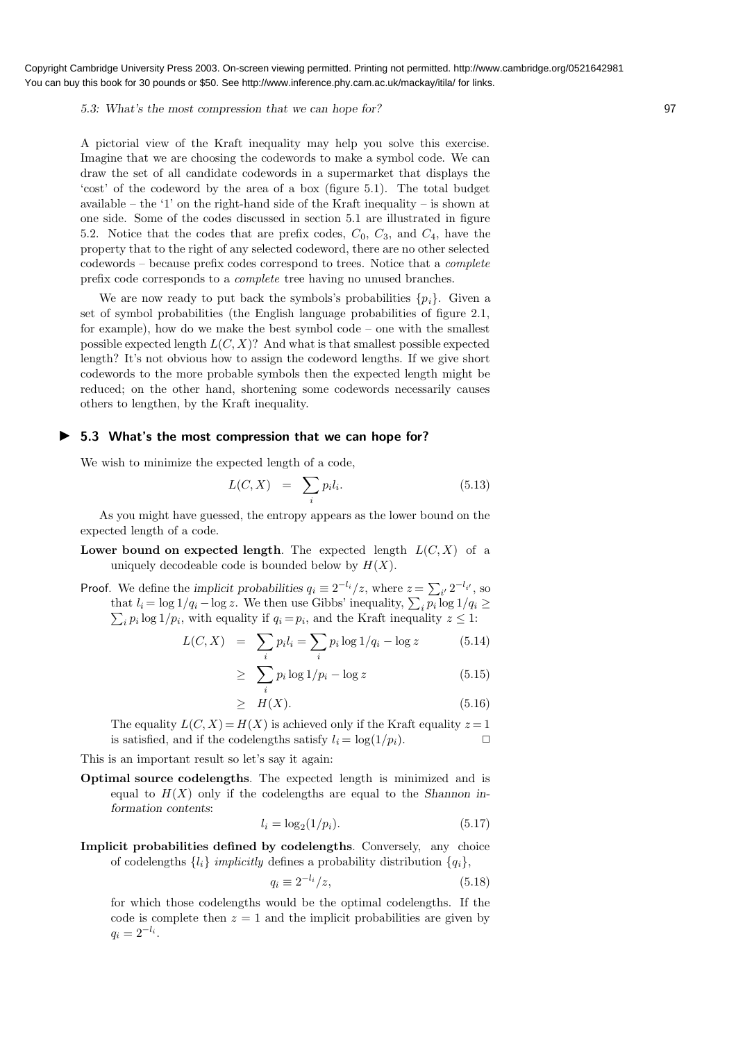A pictorial view of the Kraft inequality may help you solve this exercise. Imagine that we are choosing the codewords to make a symbol code. We can draw the set of all candidate codewords in a supermarket that displays the 'cost' of the codeword by the area of a box (figure 5.1). The total budget available – the '1' on the right-hand side of the Kraft inequality – is shown at one side. Some of the codes discussed in section 5.1 are illustrated in figure 5.2. Notice that the codes that are prefix codes, $C_0$, $C_3$, and $C_4$, have the property that to the right of any selected codeword, there are no other selected codewords – because prefix codes correspond to trees. Notice that a *complete* prefix code corresponds to a *complete* tree having no unused branches.

We are now ready to put back the symbols's probabilities $\{p_i\}$. Given a set of symbol probabilities (the English language probabilities of figure 2.1, for example), how do we make the best symbol code – one with the smallest possible expected length $L(C, X)$? And what is that smallest possible expected length? It's not obvious how to assign the codeword lengths. If we give short codewords to the more probable symbols then the expected length might be reduced; on the other hand, shortening some codewords necessarily causes others to lengthen, by the Kraft inequality.

## ▶ 5.3 What's the most compression that we can hope for?

We wish to minimize the expected length of a code,

$$L(C, X) = \sum_i p_i l_i. \tag{5.13}$$

As you might have guessed, the entropy appears as the lower bound on the expected length of a code.

**Lower bound on expected length**. The expected length $L(C, X)$ of a uniquely decodeable code is bounded below by $H(X)$.

Proof. We define the *implicit probabilities* $q_i \equiv 2^{-l_i}/z$, where $z = \sum_{i'} 2^{-l_{i'}}$, so that $l_i = \log 1/q_i - \log z$. We then use Gibbs' inequality, $\sum_i p_i \log 1/q_i \geq \sum_i p_i \log 1/p_i$, with equality if $q_i = p_i$, and the Kraft inequality $z \leq 1$:

$$L(C, X) = \sum_i p_i l_i = \sum_i p_i \log 1/q_i - \log z \tag{5.14}$$

$$\geq \sum_i p_i \log 1/p_i - \log z \tag{5.15}$$

$$\geq H(X). \tag{5.16}$$

The equality $L(C, X) = H(X)$ is achieved only if the Kraft equality $z = 1$ is satisfied, and if the codelengths satisfy $l_i = \log(1/p_i)$. □

This is an important result so let's say it again:

**Optimal source codelengths**. The expected length is minimized and is equal to $H(X)$ only if the codelengths are equal to the *Shannon information contents*:

$$l_i = \log_2(1/p_i). \tag{5.17}$$

**Implicit probabilities defined by codelengths**. Conversely, any choice of codelengths $\{l_i\}$ *implicitly* defines a probability distribution $\{q_i\}$,

$$q_i \equiv 2^{-l_i}/z, \tag{5.18}$$

for which those codelengths would be the optimal codelengths. If the code is complete then $z = 1$ and the implicit probabilities are given by $q_i = 2^{-l_i}$.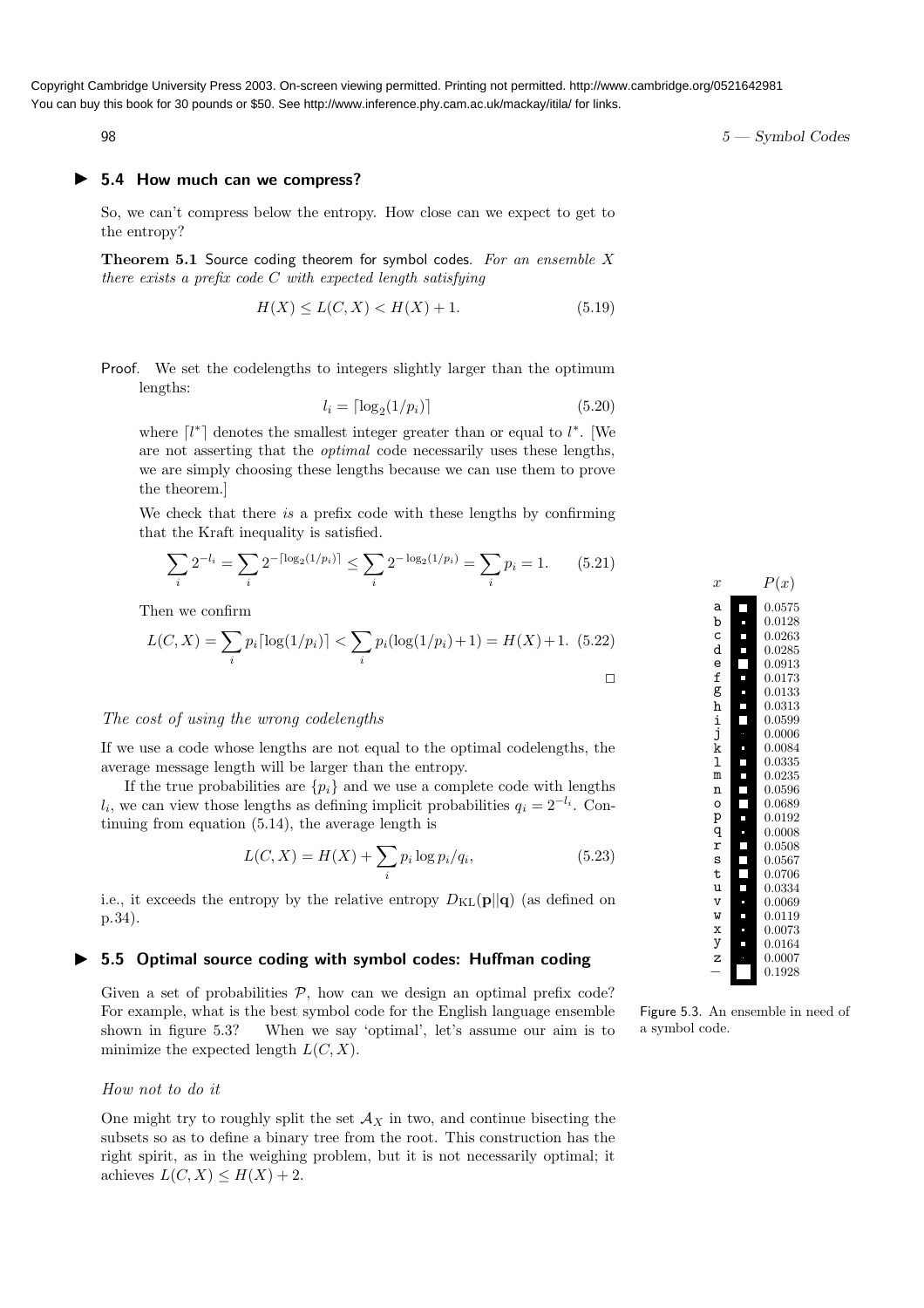## 5.4 How much can we compress?

So, we can't compress below the entropy. How close can we expect to get to the entropy?

**Theorem 5.1** Source coding theorem for symbol codes. *For an ensemble $X$ there exists a prefix code $C$ with expected length satisfying*

$$H(X) \leq L(C, X) < H(X) + 1. \tag{5.19}$$

Proof. We set the codelengths to integers slightly larger than the optimum lengths:

$$l_i = \lceil \log_2(1/p_i) \rceil \tag{5.20}$$

where $\lceil l^* \rceil$ denotes the smallest integer greater than or equal to $l^*$. [We are not asserting that the *optimal* code necessarily uses these lengths, we are simply choosing these lengths because we can use them to prove the theorem.]

We check that there *is* a prefix code with these lengths by confirming that the Kraft inequality is satisfied.

$$\sum_i 2^{-l_i} = \sum_i 2^{-\lceil \log_2(1/p_i) \rceil} \leq \sum_i 2^{-\log_2(1/p_i)} = \sum_i p_i = 1. \tag{5.21}$$

Then we confirm

$$L(C, X) = \sum_i p_i \lceil \log(1/p_i) \rceil < \sum_i p_i (\log(1/p_i) + 1) = H(X) + 1. \tag{5.22}$$

□

### *The cost of using the wrong codelengths*

If we use a code whose lengths are not equal to the optimal codelengths, the average message length will be larger than the entropy.

If the true probabilities are $\{p_i\}$ and we use a complete code with lengths $l_i$, we can view those lengths as defining implicit probabilities $q_i = 2^{-l_i}$. Continuing from equation (5.14), the average length is

$$L(C, X) = H(X) + \sum_i p_i \log p_i / q_i, \tag{5.23}$$

i.e., it exceeds the entropy by the relative entropy $D_{\text{KL}}(\mathbf{p}||\mathbf{q})$ (as defined on p.34).

## 5.5 Optimal source coding with symbol codes: Huffman coding

Given a set of probabilities $\mathcal{P}$, how can we design an optimal prefix code? For example, what is the best symbol code for the English language ensemble shown in figure 5.3? When we say 'optimal', let's assume our aim is to minimize the expected length $L(C, X)$.

| $x$ | $P(x)$ |
|---|---|
| a | 0.0575 |
| b | 0.0128 |
| c | 0.0263 |
| d | 0.0285 |
| e | 0.0913 |
| f | 0.0173 |
| g | 0.0133 |
| h | 0.0313 |
| i | 0.0599 |
| j | 0.0006 |
| k | 0.0084 |
| l | 0.0335 |
| m | 0.0235 |
| n | 0.0596 |
| o | 0.0689 |
| p | 0.0192 |
| q | 0.0008 |
| r | 0.0508 |
| s | 0.0567 |
| t | 0.0706 |
| u | 0.0334 |
| v | 0.0069 |
| w | 0.0119 |
| x | 0.0073 |
| y | 0.0164 |
| z | 0.0007 |
| – | 0.1928 |

Figure 5.3. An ensemble in need of a symbol code.

### *How not to do it*

One might try to roughly split the set $\mathcal{A}_X$ in two, and continue bisecting the subsets so as to define a binary tree from the root. This construction has the right spirit, as in the weighing problem, but it is not necessarily optimal; it achieves $L(C, X) \leq H(X) + 2$.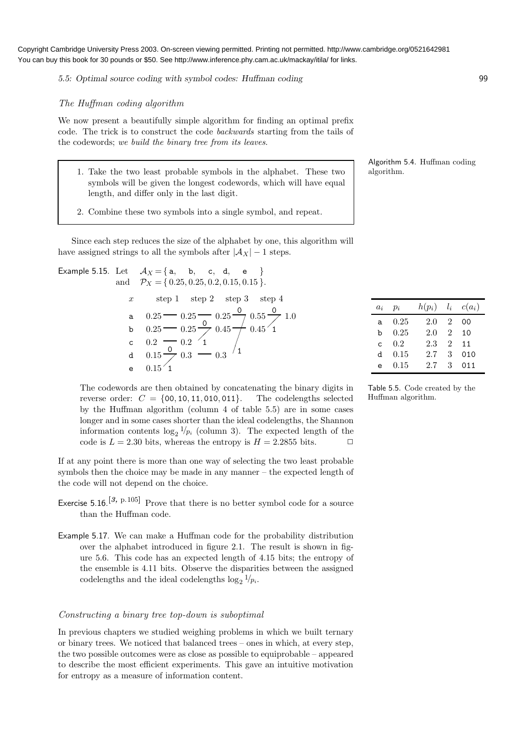Copyright Cambridge University Press 2003. On-screen viewing permitted. Printing not permitted. http://www.cambridge.org/0521642981
You can buy this book for 30 pounds or $50. See http://www.inference.phy.cam.ac.uk/mackay/itila/ for links.

### *The Huffman coding algorithm*

We now present a beautifully simple algorithm for finding an optimal prefix code. The trick is to construct the code *backwards* starting from the tails of the codewords; *we build the binary tree from its leaves*.

Algorithm 5.4. Huffman coding algorithm.

> 1. Take the two least probable symbols in the alphabet. These two symbols will be given the longest codewords, which will have equal length, and differ only in the last digit.
> 2. Combine these two symbols into a single symbol, and repeat.

Since each step reduces the size of the alphabet by one, this algorithm will have assigned strings to all the symbols after $|\mathcal{A}_X| - 1$ steps.

Example 5.15. Let $\mathcal{A}_X = \{$ a, b, c, d, e $\}$
and $\mathcal{P}_X = \{ 0.25, 0.25, 0.2, 0.15, 0.15 \}$.

| $x$ | step 1 | step 2 | step 3 | step 4 |
|---|---|---|---|---|
| a | 0.25 | 0.25 | 0.25 (0) | 0.55 (0) → 1.0 |
| b | 0.25 | 0.25 (0) | 0.45 | 0.45 (1) |
| c | 0.2 | 0.2 (1) | | |
| d | 0.15 (0) | 0.3 | 0.3 (1) | |
| e | 0.15 (1) | | | |

The codewords are then obtained by concatenating the binary digits in reverse order: $C = \{$00, 10, 11, 010, 011$\}$. The codelengths selected by the Huffman algorithm (column 4 of table 5.5) are in some cases longer and in some cases shorter than the ideal codelengths, the Shannon information contents $\log_2 1/p_i$ (column 3). The expected length of the code is $L = 2.30$ bits, whereas the entropy is $H = 2.2855$ bits. □

| $a_i$ | $p_i$ | $h(p_i)$ | $l_i$ | $c(a_i)$ |
|---|---|---|---|---|
| a | 0.25 | 2.0 | 2 | 00 |
| b | 0.25 | 2.0 | 2 | 10 |
| c | 0.2 | 2.3 | 2 | 11 |
| d | 0.15 | 2.7 | 3 | 010 |
| e | 0.15 | 2.7 | 3 | 011 |

Table 5.5. Code created by the Huffman algorithm.

If at any point there is more than one way of selecting the two least probable symbols then the choice may be made in any manner – the expected length of the code will not depend on the choice.

Exercise 5.16.[3, p.105] Prove that there is no better symbol code for a source than the Huffman code.

Example 5.17. We can make a Huffman code for the probability distribution over the alphabet introduced in figure 2.1. The result is shown in figure 5.6. This code has an expected length of 4.15 bits; the entropy of the ensemble is 4.11 bits. Observe the disparities between the assigned codelengths and the ideal codelengths $\log_2 1/p_i$.

### *Constructing a binary tree top-down is suboptimal*

In previous chapters we studied weighing problems in which we built ternary or binary trees. We noticed that balanced trees – ones in which, at every step, the two possible outcomes were as close as possible to equiprobable – appeared to describe the most efficient experiments. This gave an intuitive motivation for entropy as a measure of information content.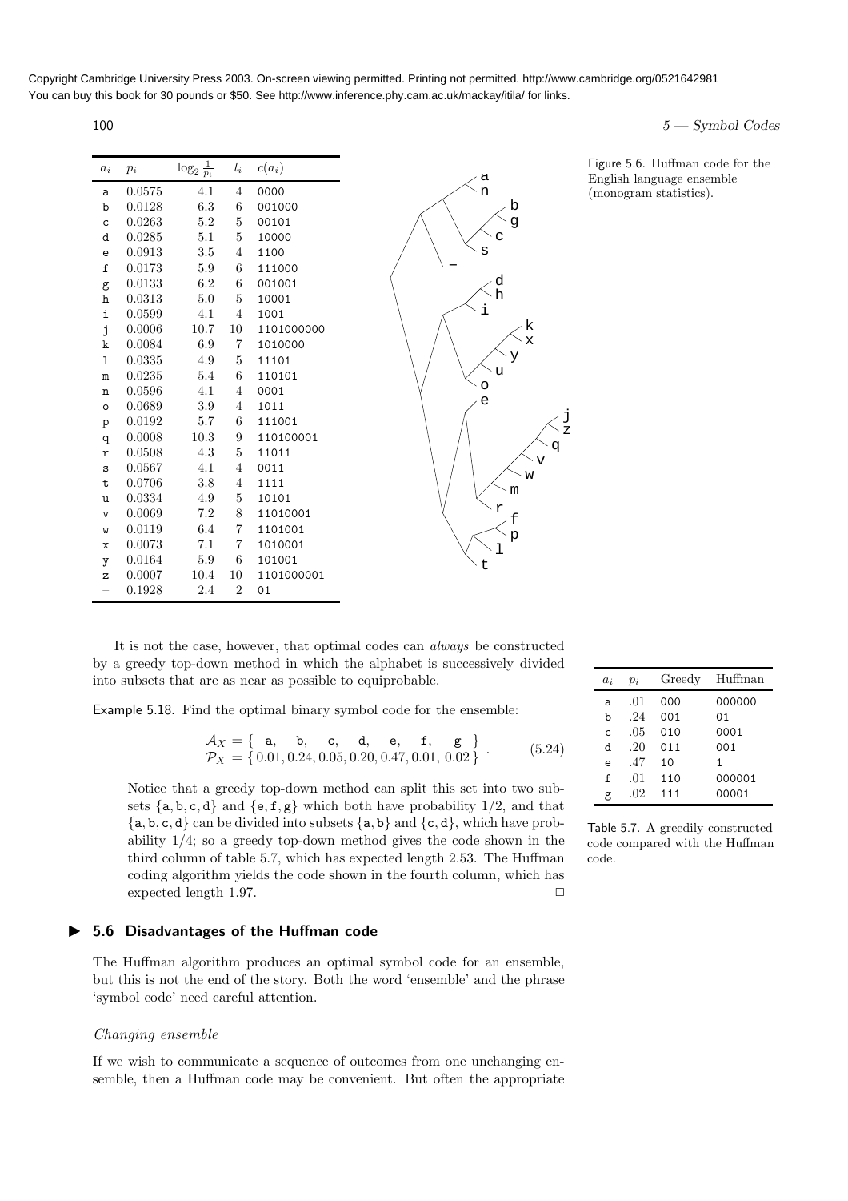Copyright Cambridge University Press 2003. On-screen viewing permitted. Printing not permitted. http://www.cambridge.org/0521642981
You can buy this book for 30 pounds or $50. See http://www.inference.phy.cam.ac.uk/mackay/itila/ for links.

| $a_i$ | $p_i$ | $\log_2 \frac{1}{p_i}$ | $l_i$ | $c(a_i)$ |
|---|---|---|---|---|
| a | 0.0575 | 4.1 | 4 | 0000 |
| b | 0.0128 | 6.3 | 6 | 001000 |
| c | 0.0263 | 5.2 | 5 | 00101 |
| d | 0.0285 | 5.1 | 5 | 10000 |
| e | 0.0913 | 3.5 | 4 | 1100 |
| f | 0.0173 | 5.9 | 6 | 111000 |
| g | 0.0133 | 6.2 | 6 | 001001 |
| h | 0.0313 | 5.0 | 5 | 10001 |
| i | 0.0599 | 4.1 | 4 | 1001 |
| j | 0.0006 | 10.7 | 10 | 1101000000 |
| k | 0.0084 | 6.9 | 7 | 1010000 |
| l | 0.0335 | 4.9 | 5 | 11101 |
| m | 0.0235 | 5.4 | 6 | 110101 |
| n | 0.0596 | 4.1 | 4 | 0001 |
| o | 0.0689 | 3.9 | 4 | 1011 |
| p | 0.0192 | 5.7 | 6 | 111001 |
| q | 0.0008 | 10.3 | 9 | 110100001 |
| r | 0.0508 | 4.3 | 5 | 11011 |
| s | 0.0567 | 4.1 | 4 | 0011 |
| t | 0.0706 | 3.8 | 4 | 1111 |
| u | 0.0334 | 4.9 | 5 | 10101 |
| v | 0.0069 | 7.2 | 8 | 11010001 |
| w | 0.0119 | 6.4 | 7 | 1101001 |
| x | 0.0073 | 7.1 | 7 | 1010001 |
| y | 0.0164 | 5.9 | 6 | 101001 |
| z | 0.0007 | 10.4 | 10 | 1101000001 |
| – | 0.1928 | 2.4 | 2 | 01 |

Figure 5.6. Huffman code for the English language ensemble (monogram statistics).

It is not the case, however, that optimal codes can *always* be constructed by a greedy top-down method in which the alphabet is successively divided into subsets that are as near as possible to equiprobable.

Example 5.18. Find the optimal binary symbol code for the ensemble:

$$\mathcal{A}_X = \{ \texttt{a}, \texttt{b}, \texttt{c}, \texttt{d}, \texttt{e}, \texttt{f}, \texttt{g} \} \\ \mathcal{P}_X = \{ 0.01, 0.24, 0.05, 0.20, 0.47, 0.01, 0.02 \} \quad (5.24)$$

Notice that a greedy top-down method can split this set into two subsets $\{\texttt{a},\texttt{b},\texttt{c},\texttt{d}\}$ and $\{\texttt{e},\texttt{f},\texttt{g}\}$ which both have probability 1/2, and that $\{\texttt{a},\texttt{b},\texttt{c},\texttt{d}\}$ can be divided into subsets $\{\texttt{a},\texttt{b}\}$ and $\{\texttt{c},\texttt{d}\}$, which have probability 1/4; so a greedy top-down method gives the code shown in the third column of table 5.7, which has expected length 2.53. The Huffman coding algorithm yields the code shown in the fourth column, which has expected length 1.97. □

| $a_i$ | $p_i$ | Greedy | Huffman |
|---|---|---|---|
| a | .01 | 000 | 000000 |
| b | .24 | 001 | 01 |
| c | .05 | 010 | 0001 |
| d | .20 | 011 | 001 |
| e | .47 | 10 | 1 |
| f | .01 | 110 | 000001 |
| g | .02 | 111 | 00001 |

Table 5.7. A greedily-constructed code compared with the Huffman code.

## ▶ 5.6 Disadvantages of the Huffman code

The Huffman algorithm produces an optimal symbol code for an ensemble, but this is not the end of the story. Both the word 'ensemble' and the phrase 'symbol code' need careful attention.

### *Changing ensemble*

If we wish to communicate a sequence of outcomes from one unchanging ensemble, then a Huffman code may be convenient. But often the appropriate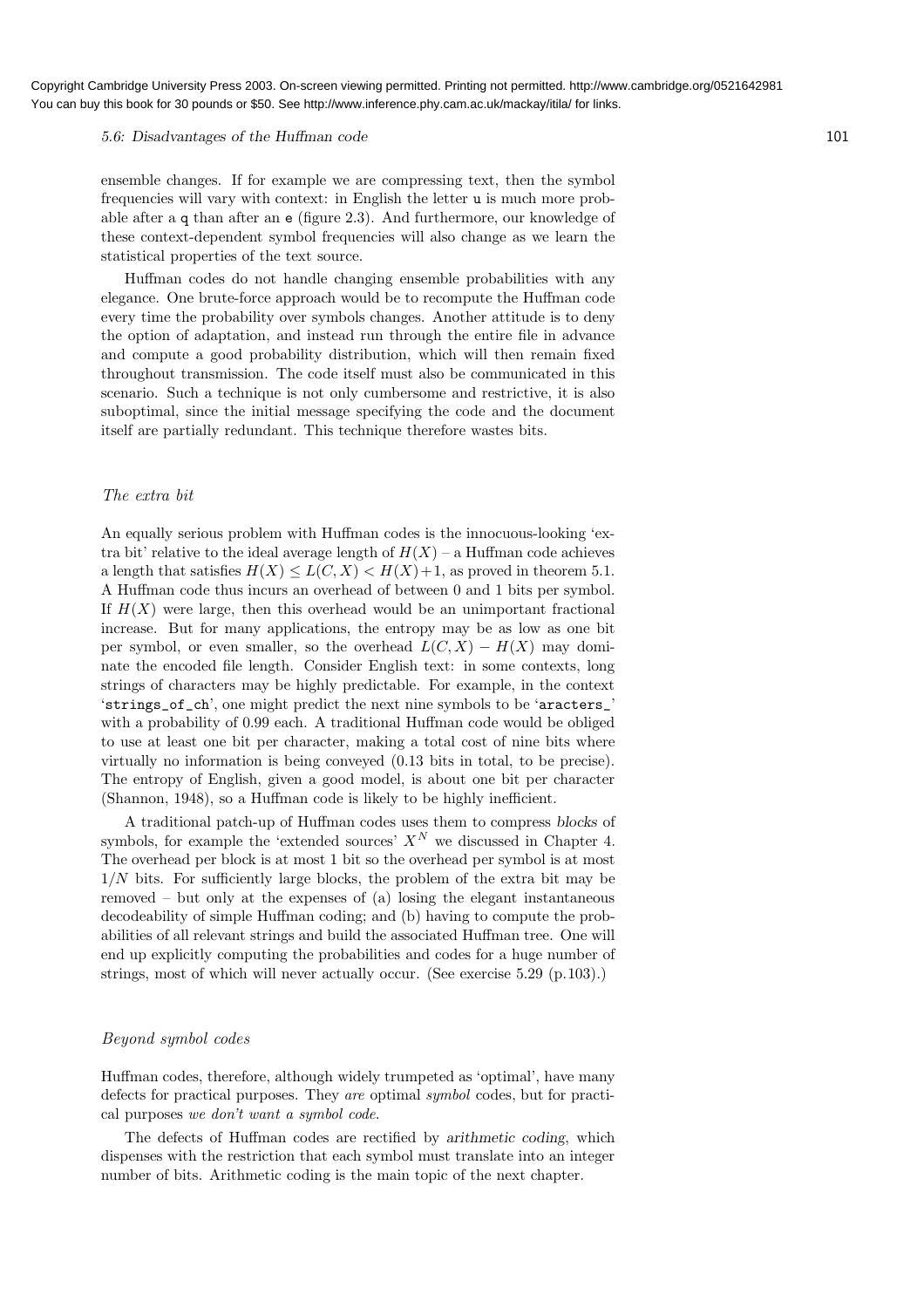ensemble changes. If for example we are compressing text, then the symbol frequencies will vary with context: in English the letter `u` is much more probable after a `q` than after an `e` (figure 2.3). And furthermore, our knowledge of these context-dependent symbol frequencies will also change as we learn the statistical properties of the text source.

Huffman codes do not handle changing ensemble probabilities with any elegance. One brute-force approach would be to recompute the Huffman code every time the probability over symbols changes. Another attitude is to deny the option of adaptation, and instead run through the entire file in advance and compute a good probability distribution, which will then remain fixed throughout transmission. The code itself must also be communicated in this scenario. Such a technique is not only cumbersome and restrictive, it is also suboptimal, since the initial message specifying the code and the document itself are partially redundant. This technique therefore wastes bits.

### *The extra bit*

An equally serious problem with Huffman codes is the innocuous-looking 'extra bit' relative to the ideal average length of $H(X)$ – a Huffman code achieves a length that satisfies $H(X) \leq L(C, X) < H(X)+1$, as proved in theorem 5.1. A Huffman code thus incurs an overhead of between 0 and 1 bits per symbol. If $H(X)$ were large, then this overhead would be an unimportant fractional increase. But for many applications, the entropy may be as low as one bit per symbol, or even smaller, so the overhead $L(C, X) - H(X)$ may dominate the encoded file length. Consider English text: in some contexts, long strings of characters may be highly predictable. For example, in the context '`strings_of_ch`', one might predict the next nine symbols to be '`aracters_`' with a probability of 0.99 each. A traditional Huffman code would be obliged to use at least one bit per character, making a total cost of nine bits where virtually no information is being conveyed (0.13 bits in total, to be precise). The entropy of English, given a good model, is about one bit per character (Shannon, 1948), so a Huffman code is likely to be highly inefficient.

A traditional patch-up of Huffman codes uses them to compress *blocks* of symbols, for example the 'extended sources' $X^N$ we discussed in Chapter 4. The overhead per block is at most 1 bit so the overhead per symbol is at most $1/N$ bits. For sufficiently large blocks, the problem of the extra bit may be removed – but only at the expenses of (a) losing the elegant instantaneous decodeability of simple Huffman coding; and (b) having to compute the probabilities of all relevant strings and build the associated Huffman tree. One will end up explicitly computing the probabilities and codes for a huge number of strings, most of which will never actually occur. (See exercise 5.29 (p.103).)

### *Beyond symbol codes*

Huffman codes, therefore, although widely trumpeted as 'optimal', have many defects for practical purposes. They *are* optimal *symbol* codes, but for practical purposes *we don't want a symbol code*.

The defects of Huffman codes are rectified by *arithmetic coding*, which dispenses with the restriction that each symbol must translate into an integer number of bits. Arithmetic coding is the main topic of the next chapter.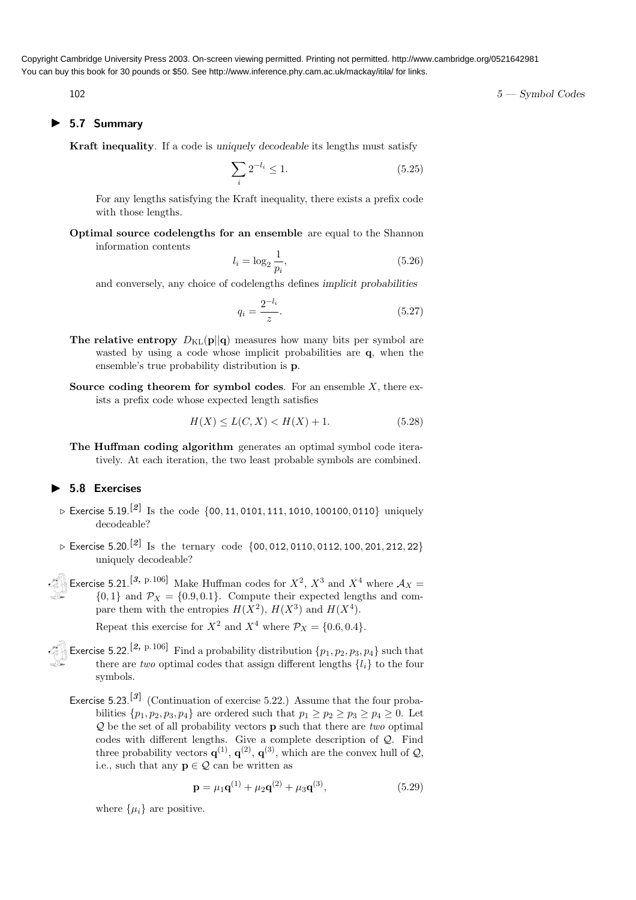## ▶ 5.7 Summary

**Kraft inequality**. If a code is *uniquely decodeable* its lengths must satisfy

$$\sum_i 2^{-l_i} \leq 1. \tag{5.25}$$

For any lengths satisfying the Kraft inequality, there exists a prefix code with those lengths.

**Optimal source codelengths for an ensemble** are equal to the Shannon information contents

$$l_i = \log_2 \frac{1}{p_i}, \tag{5.26}$$

and conversely, any choice of codelengths defines *implicit probabilities*

$$q_i = \frac{2^{-l_i}}{z}. \tag{5.27}$$

**The relative entropy** $D_{\mathrm{KL}}(\mathbf{p}||\mathbf{q})$ measures how many bits per symbol are wasted by using a code whose implicit probabilities are $\mathbf{q}$, when the ensemble's true probability distribution is $\mathbf{p}$.

**Source coding theorem for symbol codes**. For an ensemble $X$, there exists a prefix code whose expected length satisfies

$$H(X) \leq L(C, X) < H(X) + 1. \tag{5.28}$$

**The Huffman coding algorithm** generates an optimal symbol code iteratively. At each iteration, the two least probable symbols are combined.

## ▶ 5.8 Exercises

▷ Exercise 5.19.[2] Is the code {00, 11, 0101, 111, 1010, 100100, 0110} uniquely decodeable?

▷ Exercise 5.20.[2] Is the ternary code {00, 012, 0110, 0112, 100, 201, 212, 22} uniquely decodeable?

Exercise 5.21.[3, p.106] Make Huffman codes for $X^2$, $X^3$ and $X^4$ where $\mathcal{A}_X = \{0, 1\}$ and $\mathcal{P}_X = \{0.9, 0.1\}$. Compute their expected lengths and compare them with the entropies $H(X^2)$, $H(X^3)$ and $H(X^4)$.

Repeat this exercise for $X^2$ and $X^4$ where $\mathcal{P}_X = \{0.6, 0.4\}$.

Exercise 5.22.[2, p.106] Find a probability distribution $\{p_1, p_2, p_3, p_4\}$ such that there are *two* optimal codes that assign different lengths $\{l_i\}$ to the four symbols.

Exercise 5.23.[3] (Continuation of exercise 5.22.) Assume that the four probabilities $\{p_1, p_2, p_3, p_4\}$ are ordered such that $p_1 \geq p_2 \geq p_3 \geq p_4 \geq 0$. Let $\mathcal{Q}$ be the set of all probability vectors $\mathbf{p}$ such that there are *two* optimal codes with different lengths. Give a complete description of $\mathcal{Q}$. Find three probability vectors $\mathbf{q}^{(1)}$, $\mathbf{q}^{(2)}$, $\mathbf{q}^{(3)}$, which are the convex hull of $\mathcal{Q}$, i.e., such that any $\mathbf{p} \in \mathcal{Q}$ can be written as

$$\mathbf{p} = \mu_1 \mathbf{q}^{(1)} + \mu_2 \mathbf{q}^{(2)} + \mu_3 \mathbf{q}^{(3)}, \tag{5.29}$$

where $\{\mu_i\}$ are positive.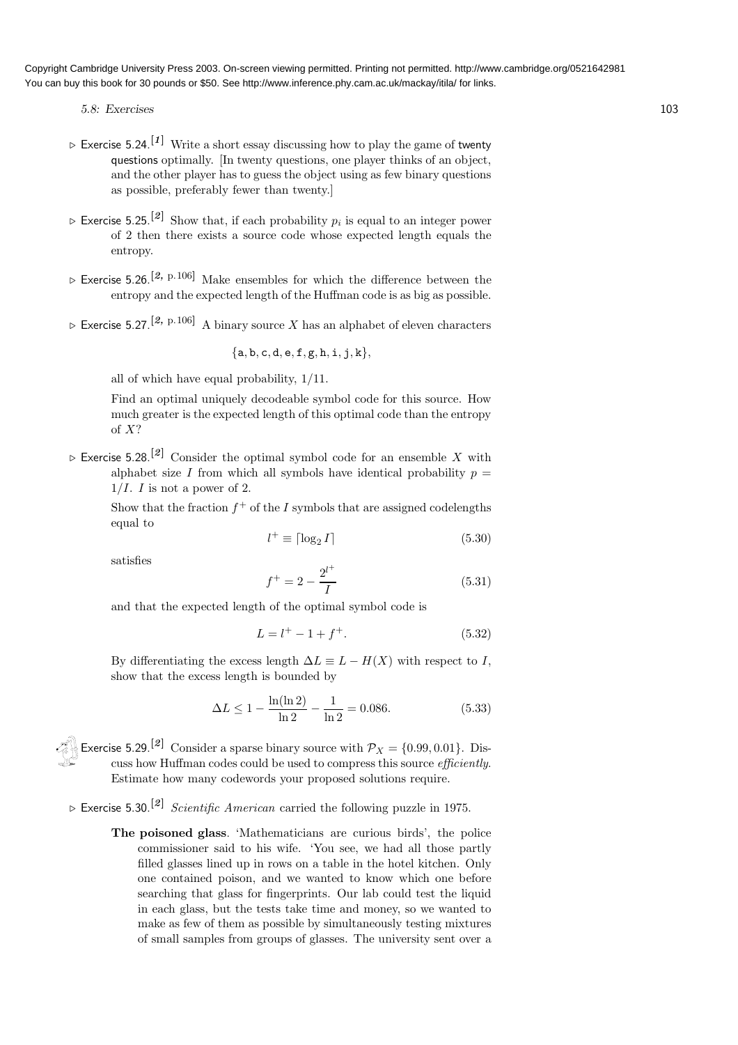Copyright Cambridge University Press 2003. On-screen viewing permitted. Printing not permitted. http://www.cambridge.org/0521642981
You can buy this book for 30 pounds or $50. See http://www.inference.phy.cam.ac.uk/mackay/itila/ for links.

▷ **Exercise 5.24.**[1] Write a short essay discussing how to play the game of twenty questions optimally. [In twenty questions, one player thinks of an object, and the other player has to guess the object using as few binary questions as possible, preferably fewer than twenty.]

▷ **Exercise 5.25.**[2] Show that, if each probability $p_i$ is equal to an integer power of 2 then there exists a source code whose expected length equals the entropy.

▷ **Exercise 5.26.**[2, p.106] Make ensembles for which the difference between the entropy and the expected length of the Huffman code is as big as possible.

▷ **Exercise 5.27.**[2, p.106] A binary source $X$ has an alphabet of eleven characters

$$\{\mathtt{a}, \mathtt{b}, \mathtt{c}, \mathtt{d}, \mathtt{e}, \mathtt{f}, \mathtt{g}, \mathtt{h}, \mathtt{i}, \mathtt{j}, \mathtt{k}\},$$

all of which have equal probability, $1/11$.

Find an optimal uniquely decodeable symbol code for this source. How much greater is the expected length of this optimal code than the entropy of $X$?

▷ **Exercise 5.28.**[2] Consider the optimal symbol code for an ensemble $X$ with alphabet size $I$ from which all symbols have identical probability $p = 1/I$. $I$ is not a power of 2.

Show that the fraction $f^+$ of the $I$ symbols that are assigned codelengths equal to

$$l^+ \equiv \lceil \log_2 I \rceil \tag{5.30}$$

satisfies

$$f^+ = 2 - \frac{2^{l^+}}{I} \tag{5.31}$$

and that the expected length of the optimal symbol code is

$$L = l^+ - 1 + f^+. \tag{5.32}$$

By differentiating the excess length $\Delta L \equiv L - H(X)$ with respect to $I$, show that the excess length is bounded by

$$\Delta L \leq 1 - \frac{\ln(\ln 2)}{\ln 2} - \frac{1}{\ln 2} = 0.086. \tag{5.33}$$

**Exercise 5.29.**[2] Consider a sparse binary source with $\mathcal{P}_X = \{0.99, 0.01\}$. Discuss how Huffman codes could be used to compress this source *efficiently*. Estimate how many codewords your proposed solutions require.

▷ **Exercise 5.30.**[2] *Scientific American* carried the following puzzle in 1975.

**The poisoned glass**. 'Mathematicians are curious birds', the police commissioner said to his wife. 'You see, we had all those partly filled glasses lined up in rows on a table in the hotel kitchen. Only one contained poison, and we wanted to know which one before searching that glass for fingerprints. Our lab could test the liquid in each glass, but the tests take time and money, so we wanted to make as few of them as possible by simultaneously testing mixtures of small samples from groups of glasses. The university sent over a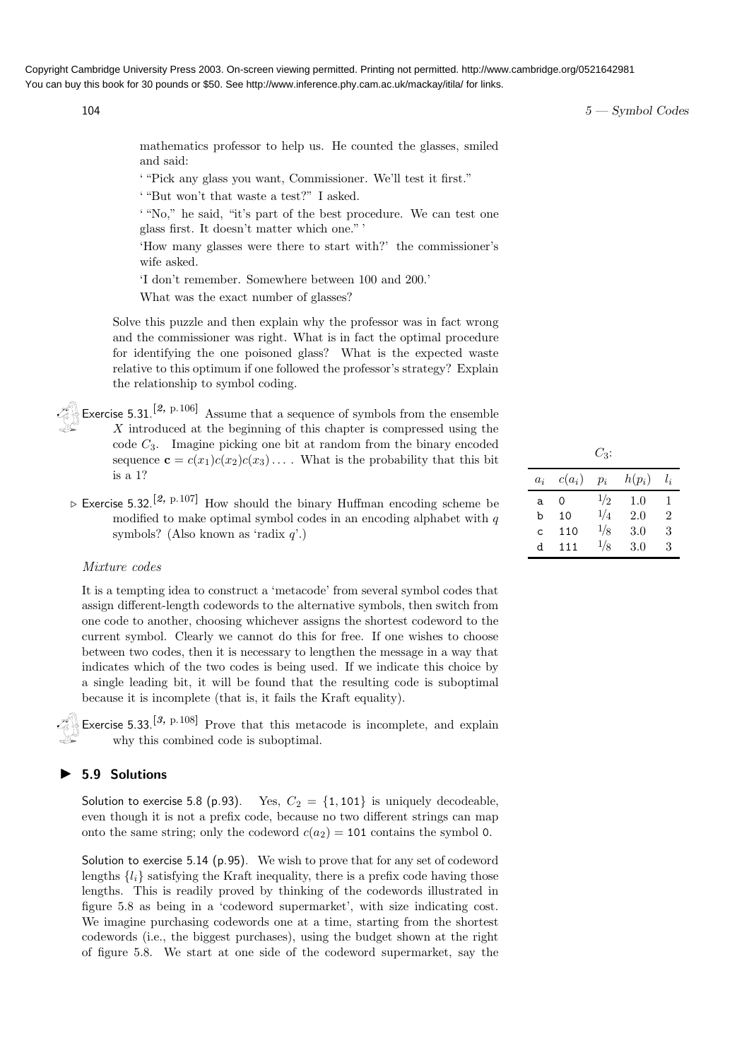mathematics professor to help us. He counted the glasses, smiled and said:

' "Pick any glass you want, Commissioner. We'll test it first."

' "But won't that waste a test?" I asked.

' "No," he said, "it's part of the best procedure. We can test one glass first. It doesn't matter which one." '

'How many glasses were there to start with?' the commissioner's wife asked.

'I don't remember. Somewhere between 100 and 200.'

What was the exact number of glasses?

Solve this puzzle and then explain why the professor was in fact wrong and the commissioner was right. What is in fact the optimal procedure for identifying the one poisoned glass? What is the expected waste relative to this optimum if one followed the professor's strategy? Explain the relationship to symbol coding.

Exercise 5.31.[2, p.106] Assume that a sequence of symbols from the ensemble $X$ introduced at the beginning of this chapter is compressed using the code $C_3$. Imagine picking one bit at random from the binary encoded sequence $\mathbf{c} = c(x_1)c(x_2)c(x_3)\ldots$ . What is the probability that this bit is a 1?

$C_3$:

| $a_i$ | $c(a_i)$ | $p_i$ | $h(p_i)$ | $l_i$ |
|---|---|---|---|---|
| a | 0 | $1/2$ | 1.0 | 1 |
| b | 10 | $1/4$ | 2.0 | 2 |
| c | 110 | $1/8$ | 3.0 | 3 |
| d | 111 | $1/8$ | 3.0 | 3 |

▷ Exercise 5.32.[2, p.107] How should the binary Huffman encoding scheme be modified to make optimal symbol codes in an encoding alphabet with $q$ symbols? (Also known as 'radix $q$'.)

*Mixture codes*

It is a tempting idea to construct a 'metacode' from several symbol codes that assign different-length codewords to the alternative symbols, then switch from one code to another, choosing whichever assigns the shortest codeword to the current symbol. Clearly we cannot do this for free. If one wishes to choose between two codes, then it is necessary to lengthen the message in a way that indicates which of the two codes is being used. If we indicate this choice by a single leading bit, it will be found that the resulting code is suboptimal because it is incomplete (that is, it fails the Kraft equality).

Exercise 5.33.[3, p.108] Prove that this metacode is incomplete, and explain why this combined code is suboptimal.

## 5.9 Solutions

Solution to exercise 5.8 (p.93). Yes, $C_2 = \{1, 101\}$ is uniquely decodeable, even though it is not a prefix code, because no two different strings can map onto the same string; only the codeword $c(a_2) = 101$ contains the symbol 0.

Solution to exercise 5.14 (p.95). We wish to prove that for any set of codeword lengths $\{l_i\}$ satisfying the Kraft inequality, there is a prefix code having those lengths. This is readily proved by thinking of the codewords illustrated in figure 5.8 as being in a 'codeword supermarket', with size indicating cost. We imagine purchasing codewords one at a time, starting from the shortest codewords (i.e., the biggest purchases), using the budget shown at the right of figure 5.8. We start at one side of the codeword supermarket, say the